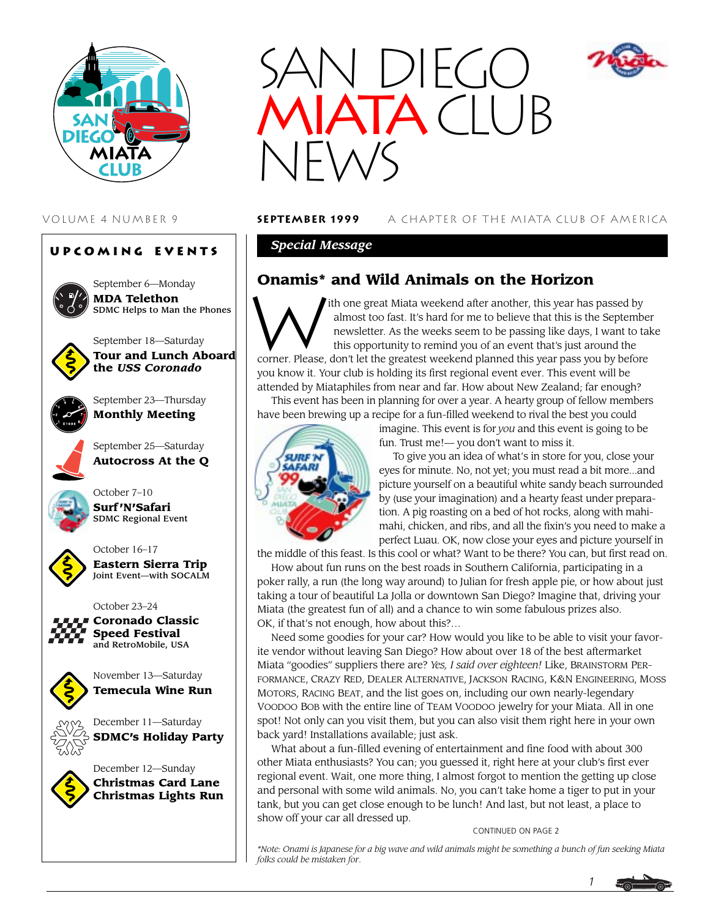# SAN DIEGO MIATA CLUB NEWS

VOLUME 4 NUMBER 9 — **SEPTEMBER 1999** — A CHAPTER OF THE MIATA CLUB OF AMERICA

## UPCOMING EVENTS

September 6—Monday
**MDA Telethon**
SDMC Helps to Man the Phones

September 18—Saturday
**Tour and Lunch Aboard the *USS Coronado***

September 23—Thursday
**Monthly Meeting**

September 25—Saturday
**Autocross At the Q**

October 7–10
**Surf'N'Safari**
SDMC Regional Event

October 16–17
**Eastern Sierra Trip**
Joint Event—with SOCALM

October 23–24
**Coronado Classic Speed Festival**
and RetroMobile, USA

November 13—Saturday
**Temecula Wine Run**

December 11—Saturday
**SDMC's Holiday Party**

December 12—Sunday
**Christmas Card Lane Christmas Lights Run**

***Special Message***

## Onamis* and Wild Animals on the Horizon

With one great Miata weekend after another, this year has passed by almost too fast. It's hard for me to believe that this is the September newsletter. As the weeks seem to be passing like days, I want to take this opportunity to remind you of an event that's just around the corner. Please, don't let the greatest weekend planned this year pass you by before you know it. Your club is holding its first regional event ever. This event will be attended by Miataphiles from near and far. How about New Zealand; far enough?

This event has been in planning for over a year. A hearty group of fellow members have been brewing up a recipe for a fun-filled weekend to rival the best you could imagine. This event is for *you* and this event is going to be fun. Trust me!— you don't want to miss it.

To give you an idea of what's in store for you, close your eyes for minute. No, not yet; you must read a bit more...and picture yourself on a beautiful white sandy beach surrounded by (use your imagination) and a hearty feast under preparation. A pig roasting on a bed of hot rocks, along with mahi-mahi, chicken, and ribs, and all the fixin's you need to make a perfect Luau. OK, now close your eyes and picture yourself in the middle of this feast. Is this cool or what? Want to be there? You can, but first read on.

How about fun runs on the best roads in Southern California, participating in a poker rally, a run (the long way around) to Julian for fresh apple pie, or how about just taking a tour of beautiful La Jolla or downtown San Diego? Imagine that, driving your Miata (the greatest fun of all) and a chance to win some fabulous prizes also. OK, if that's not enough, how about this?...

Need some goodies for your car? How would you like to be able to visit your favorite vendor without leaving San Diego? How about over 18 of the best aftermarket Miata "goodies" suppliers there are? *Yes, I said over eighteen!* Like, Brainstorm Performance, Crazy Red, Dealer Alternative, Jackson Racing, K&N Engineering, Moss Motors, Racing Beat, and the list goes on, including our own nearly-legendary Voodoo Bob with the entire line of Team Voodoo jewelry for your Miata. All in one spot! Not only can you visit them, but you can also visit them right here in your own back yard! Installations available; just ask.

What about a fun-filled evening of entertainment and fine food with about 300 other Miata enthusiasts? You can; you guessed it, right here at your club's first ever regional event. Wait, one more thing, I almost forgot to mention the getting up close and personal with some wild animals. No, you can't take home a tiger to put in your tank, but you can get close enough to be lunch! And last, but not least, a place to show off your car all dressed up.

CONTINUED ON PAGE 2

*\*Note: Onami is Japanese for a big wave and wild animals might be something a bunch of fun seeking Miata folks could be mistaken for.*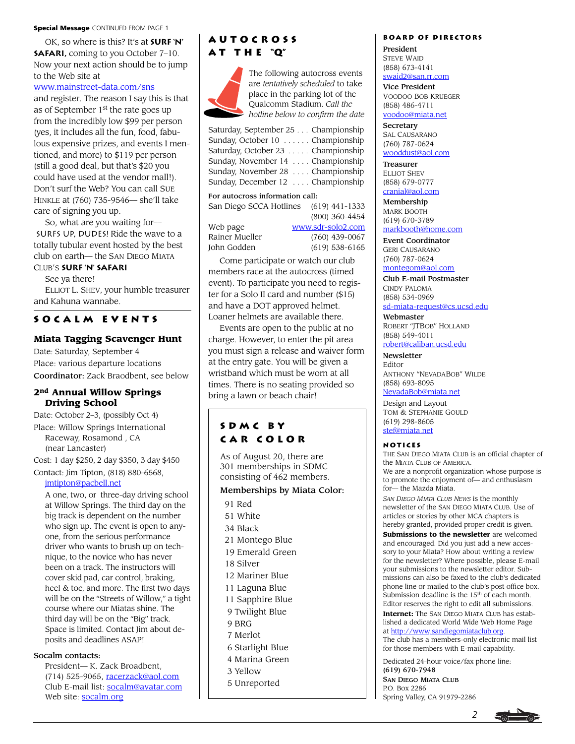**Special Message** CONTINUED FROM PAGE 1

OK, so where is this? It's at **SURF 'N' SAFARI,** coming to you October 7–10. Now your next action should be to jump to the Web site at www.mainstreet-data.com/sns and register. The reason I say this is that as of September 1st the rate goes up from the incredibly low $99 per person (yes, it includes all the fun, food, fabulous expensive prizes, and events I mentioned, and more) to $119 per person (still a good deal, but that's $20 you could have used at the vendor mall!). Don't surf the Web? You can call SUE HINKLE at (760) 735-9546— she'll take care of signing you up.

So, what are you waiting for— SURFS UP, DUDES! Ride the wave to a totally tubular event hosted by the best club on earth— the SAN DIEGO MIATA CLUB'S **SURF 'N' SAFARI**

See ya there!

ELLIOT L. SHEV, your humble treasurer and Kahuna wannabe.

## SOCALM EVENTS

### Miata Tagging Scavenger Hunt

Date: Saturday, September 4
Place: various departure locations
**Coordinator:** Zack Braodbent, see below

### 2nd Annual Willow Springs Driving School

Date: October 2–3, (possibly Oct 4)
Place: Willow Springs International Raceway, Rosamond , CA (near Lancaster)
Cost: 1 day $250, 2 day $350, 3 day $450
Contact: Jim Tipton, (818) 880-6568, jmtipton@pacbell.net

A one, two, or three-day driving school at Willow Springs. The third day on the big track is dependent on the number who sign up. The event is open to anyone, from the serious performance driver who wants to brush up on technique, to the novice who has never been on a track. The instructors will cover skid pad, car control, braking, heel & toe, and more. The first two days will be on the "Streets of Willow," a tight course where our Miatas shine. The third day will be on the "Big" track. Space is limited. Contact Jim about deposits and deadlines ASAP!

**Socalm contacts:**
President— K. Zack Broadbent, (714) 525-9065, racerzack@aol.com
Club E-mail list: socalm@avatar.com
Web site: socalm.org

## AUTOCROSS AT THE "Q"

The following autocross events are *tentatively scheduled* to take place in the parking lot of the Qualcomm Stadium. *Call the hotline below to confirm the date*

| Date | Event |
|---|---|
| Saturday, September 25 | Championship |
| Sunday, October 10 | Championship |
| Saturday, October 23 | Championship |
| Sunday, November 14 | Championship |
| Sunday, November 28 | Championship |
| Sunday, December 12 | Championship |

**For autocross information call:**

| | |
|---|---|
| San Diego SCCA Hotlines | (619) 441-1333 |
| | (800) 360-4454 |
| Web page | www.sdr-solo2.com |
| Rainer Mueller | (760) 439-0067 |
| John Godden | (619) 538-6165 |

Come participate or watch our club members race at the autocross (timed event). To participate you need to register for a Solo II card and number ($15) and have a DOT approved helmet. Loaner helmets are available there.

Events are open to the public at no charge. However, to enter the pit area you must sign a release and waiver form at the entry gate. You will be given a wristband which must be worn at all times. There is no seating provided so bring a lawn or beach chair!

## SDMC BY CAR COLOR

As of August 20, there are 301 memberships in SDMC consisting of 462 members.

**Memberships by Miata Color:**

- 91 Red
- 51 White
- 34 Black
- 21 Montego Blue
- 19 Emerald Green
- 18 Silver
- 12 Mariner Blue
- 11 Laguna Blue
- 11 Sapphire Blue
- 9 Twilight Blue
- 9 BRG
- 7 Merlot
- 6 Starlight Blue
- 4 Marina Green
- 3 Yellow
- 5 Unreported

## BOARD OF DIRECTORS

**President**
STEVE WAID
(858) 673-4141
swaid2@san.rr.com

**Vice President**
VOODOO BOB KRUEGER
(858) 486-4711
voodoo@miata.net

**Secretary**
SAL CAUSARANO
(760) 787-0624
wooddust@aol.com

**Treasurer**
ELLIOT SHEV
(858) 679-0777
cranial@aol.com

**Membership**
MARK BOOTH
(619) 670-3789
markbooth@home.com

**Event Coordinator**
GERI CAUSARANO
(760) 787-0624
montegom@aol.com

**Club E-mail Postmaster**
CINDY PALOMA
(858) 534-0969
sd-miata-request@cs.ucsd.edu

**Webmaster**
ROBERT "JTBOB" HOLLAND
(858) 549-4011
robert@caliban.ucsd.edu

**Newsletter**
Editor
ANTHONY "NEVADABOB" WILDE
(858) 693-8095
NevadaBob@miata.net

Design and Layout
TOM & STEPHANIE GOULD
(619) 298-8605
stef@miata.net

## NOTICES

THE SAN DIEGO MIATA CLUB is an official chapter of the MIATA CLUB OF AMERICA.

We are a nonprofit organization whose purpose is to promote the enjoyment of— and enthusiasm for— the Mazda Miata.

*SAN DIEGO MIATA CLUB NEWS* is the monthly newsletter of the SAN DIEGO MIATA CLUB. Use of articles or stories by other MCA chapters is hereby granted, provided proper credit is given.

**Submissions to the newsletter** are welcomed and encouraged. Did you just add a new accessory to your Miata? How about writing a review for the newsletter? Where possible, please E-mail your submissions to the newsletter editor. Submissions can also be faxed to the club's dedicated phone line or mailed to the club's post office box. Submission deadline is the 15th of each month. Editor reserves the right to edit all submissions.

**Internet:** The SAN DIEGO MIATA CLUB has established a dedicated World Wide Web Home Page at http://www.sandiegomiataclub.org. The club has a members-only electronic mail list for those members with E-mail capability.

Dedicated 24-hour voice/fax phone line:
**(619) 670-7948**

**SAN DIEGO MIATA CLUB**
P.O. Box 2286
Spring Valley, CA 91979-2286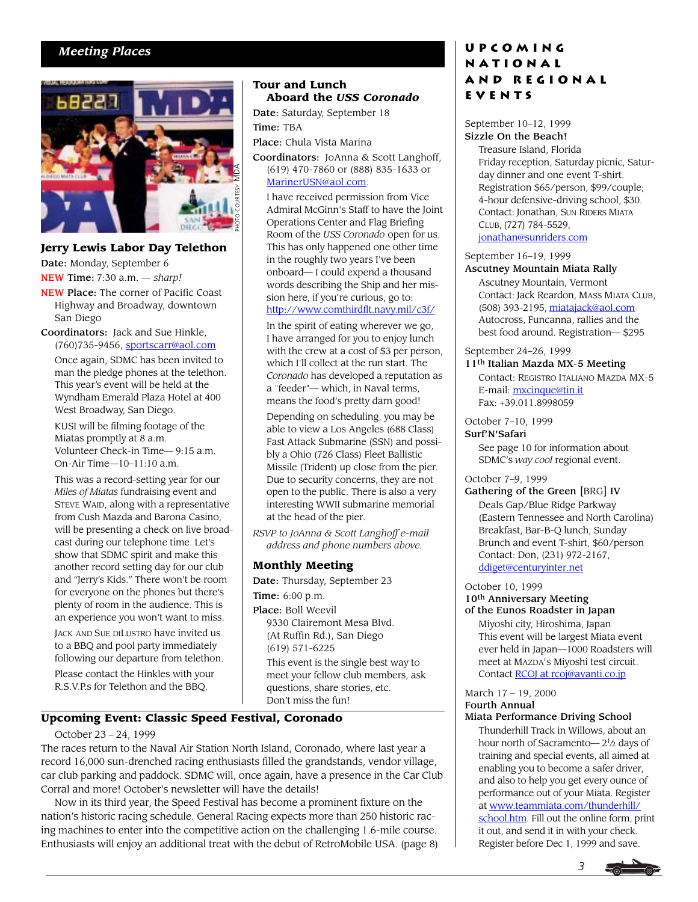## Meeting Places

PHOTO COURTESY MDA

### Jerry Lewis Labor Day Telethon

**Date:** Monday, September 6

NEW **Time:** 7:30 a.m. — *sharp!*

NEW **Place:** The corner of Pacific Coast Highway and Broadway, downtown San Diego

**Coordinators:** Jack and Sue Hinkle, (760)735-9456, sportscarr@aol.com

Once again, SDMC has been invited to man the pledge phones at the telethon. This year's event will be held at the Wyndham Emerald Plaza Hotel at 400 West Broadway, San Diego.

KUSI will be filming footage of the Miatas promptly at 8 a.m.
Volunteer Check-in Time— 9:15 a.m.
On-Air Time—10–11:10 a.m.

This was a record-setting year for our *Miles of Miatas* fundraising event and Steve Waid, along with a representative from Cush Mazda and Barona Casino, will be presenting a check on live broadcast during our telephone time. Let's show that SDMC spirit and make this another record setting day for our club and "Jerry's Kids." There won't be room for everyone on the phones but there's plenty of room in the audience. This is an experience you won't want to miss.

Jack and Sue diLustro have invited us to a BBQ and pool party immediately following our departure from telethon.

Please contact the Hinkles with your R.S.V.P.s for Telethon and the BBQ.

### Tour and Lunch Aboard the *USS Coronado*

**Date:** Saturday, September 18

**Time:** TBA

**Place:** Chula Vista Marina

**Coordinators:** JoAnna & Scott Langhoff, (619) 470-7860 or (888) 835-1633 or MarinerUSN@aol.com.

I have received permission from Vice Admiral McGinn's Staff to have the Joint Operations Center and Flag Briefing Room of the *USS Coronado* open for us. This has only happened one other time in the roughly two years I've been onboard— I could expend a thousand words describing the Ship and her mission here, if you're curious, go to: http://www.comthirdflt.navy.mil/c3f/

In the spirit of eating wherever we go, I have arranged for you to enjoy lunch with the crew at a cost of $3 per person, which I'll collect at the run start. The *Coronado* has developed a reputation as a "feeder"— which, in Naval terms, means the food's pretty darn good!

Depending on scheduling, you may be able to view a Los Angeles (688 Class) Fast Attack Submarine (SSN) and possibly a Ohio (726 Class) Fleet Ballistic Missile (Trident) up close from the pier. Due to security concerns, they are not open to the public. There is also a very interesting WWII submarine memorial at the head of the pier.

*RSVP to JoAnna & Scott Langhoff e-mail address and phone numbers above.*

### Monthly Meeting

**Date:** Thursday, September 23

**Time:** 6:00 p.m.

**Place:** Boll Weevil
9330 Clairemont Mesa Blvd.
(At Ruffin Rd.), San Diego
(619) 571-6225

This event is the single best way to meet your fellow club members, ask questions, share stories, etc. Don't miss the fun!

### Upcoming Event: Classic Speed Festival, Coronado

October 23 – 24, 1999

The races return to the Naval Air Station North Island, Coronado, where last year a record 16,000 sun-drenched racing enthusiasts filled the grandstands, vendor village, car club parking and paddock. SDMC will, once again, have a presence in the Car Club Corral and more! October's newsletter will have the details!

Now in its third year, the Speed Festival has become a prominent fixture on the nation's historic racing schedule. General Racing expects more than 250 historic racing machines to enter into the competitive action on the challenging 1.6-mile course. Enthusiasts will enjoy an additional treat with the debut of RetroMobile USA. (page 8)

## Upcoming National and Regional Events

September 10–12, 1999
**Sizzle On the Beach!**
Treasure Island, Florida
Friday reception, Saturday picnic, Saturday dinner and one event T-shirt. Registration $65/person, $99/couple; 4-hour defensive-driving school, $30. Contact: Jonathan, Sun Riders Miata Club, (727) 784-5529, jonathan@sunriders.com

September 16–19, 1999
**Ascutney Mountain Miata Rally**
Ascutney Mountain, Vermont
Contact: Jack Reardon, Mass Miata Club, (508) 393-2195, miatajack@aol.com
Autocross, Funcanna, rallies and the best food around. Registration— $295

September 24–26, 1999
**11th Italian Mazda MX-5 Meeting**
Contact: Registro Italiano Mazda MX-5
E-mail: mxcinque@tin.it
Fax: +39.011.8998059

October 7–10, 1999
**Surf'N'Safari**
See page 10 for information about SDMC's *way cool* regional event.

October 7–9, 1999
**Gathering of the Green [BRG] IV**
Deals Gap/Blue Ridge Parkway (Eastern Tennessee and North Carolina)
Breakfast, Bar-B-Q lunch, Sunday Brunch and event T-shirt, $60/person
Contact: Don, (231) 972-2167, ddiget@centuryinter.net

October 10, 1999
**10th Anniversary Meeting of the Eunos Roadster in Japan**
Miyoshi city, Hiroshima, Japan
This event will be largest Miata event ever held in Japan—1000 Roadsters will meet at Mazda's Miyoshi test circuit.
Contact RCOJ at rcoj@avanti.co.jp

March 17 – 19, 2000
**Fourth Annual Miata Performance Driving School**
Thunderhill Track in Willows, about an hour north of Sacramento— 2½ days of training and special events, all aimed at enabling you to become a safer driver, and also to help you get every ounce of performance out of your Miata. Register at www.teammiata.com/thunderhill/school.htm. Fill out the online form, print it out, and send it in with your check. Register before Dec 1, 1999 and save.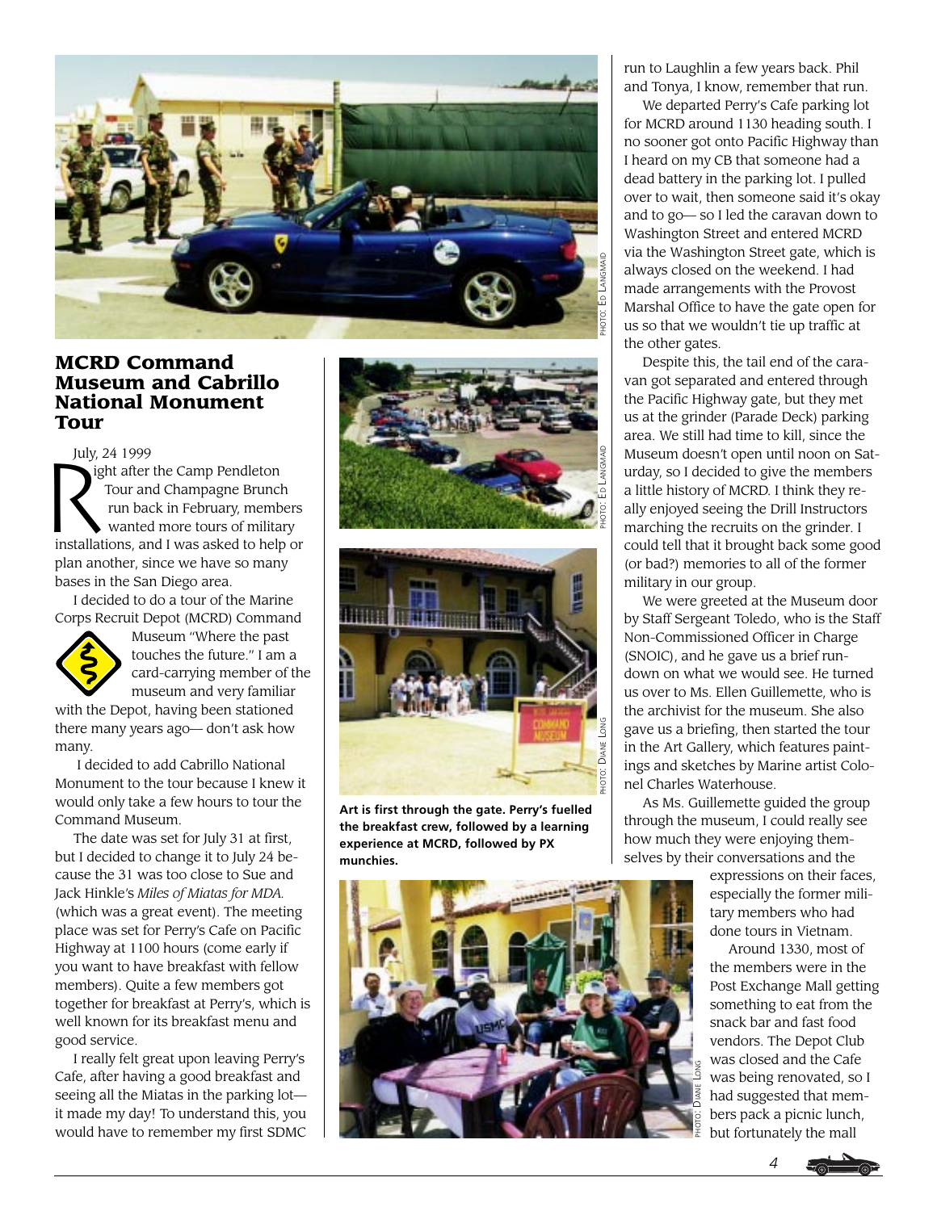## MCRD Command Museum and Cabrillo National Monument Tour

July, 24 1999

Right after the Camp Pendleton Tour and Champagne Brunch run back in February, members wanted more tours of military installations, and I was asked to help or plan another, since we have so many bases in the San Diego area.

I decided to do a tour of the Marine Corps Recruit Depot (MCRD) Command Museum "Where the past touches the future." I am a card-carrying member of the museum and very familiar with the Depot, having been stationed there many years ago— don't ask how many.

I decided to add Cabrillo National Monument to the tour because I knew it would only take a few hours to tour the Command Museum.

The date was set for July 31 at first, but I decided to change it to July 24 because the 31 was too close to Sue and Jack Hinkle's *Miles of Miatas for MDA.* (which was a great event). The meeting place was set for Perry's Cafe on Pacific Highway at 1100 hours (come early if you want to have breakfast with fellow members). Quite a few members got together for breakfast at Perry's, which is well known for its breakfast menu and good service.

I really felt great upon leaving Perry's Cafe, after having a good breakfast and seeing all the Miatas in the parking lot— it made my day! To understand this, you would have to remember my first SDMC run to Laughlin a few years back. Phil and Tonya, I know, remember that run.

We departed Perry's Cafe parking lot for MCRD around 1130 heading south. I no sooner got onto Pacific Highway than I heard on my CB that someone had a dead battery in the parking lot. I pulled over to wait, then someone said it's okay and to go— so I led the caravan down to Washington Street and entered MCRD via the Washington Street gate, which is always closed on the weekend. I had made arrangements with the Provost Marshal Office to have the gate open for us so that we wouldn't tie up traffic at the other gates.

Despite this, the tail end of the caravan got separated and entered through the Pacific Highway gate, but they met us at the grinder (Parade Deck) parking area. We still had time to kill, since the Museum doesn't open until noon on Saturday, so I decided to give the members a little history of MCRD. I think they really enjoyed seeing the Drill Instructors marching the recruits on the grinder. I could tell that it brought back some good (or bad?) memories to all of the former military in our group.

We were greeted at the Museum door by Staff Sergeant Toledo, who is the Staff Non-Commissioned Officer in Charge (SNOIC), and he gave us a brief rundown on what we would see. He turned us over to Ms. Ellen Guillemette, who is the archivist for the museum. She also gave us a briefing, then started the tour in the Art Gallery, which features paintings and sketches by Marine artist Colonel Charles Waterhouse.

As Ms. Guillemette guided the group through the museum, I could really see how much they were enjoying themselves by their conversations and the expressions on their faces, especially the former military members who had done tours in Vietnam.

Around 1330, most of the members were in the Post Exchange Mall getting something to eat from the snack bar and fast food vendors. The Depot Club was closed and the Cafe was being renovated, so I had suggested that members pack a picnic lunch, but fortunately the mall

PHOTO: ED LANGMAID

PHOTO: ED LANGMAID

PHOTO: DIANE LONG

**Art is first through the gate. Perry's fuelled the breakfast crew, followed by a learning experience at MCRD, followed by PX munchies.**

PHOTO: DIANE LONG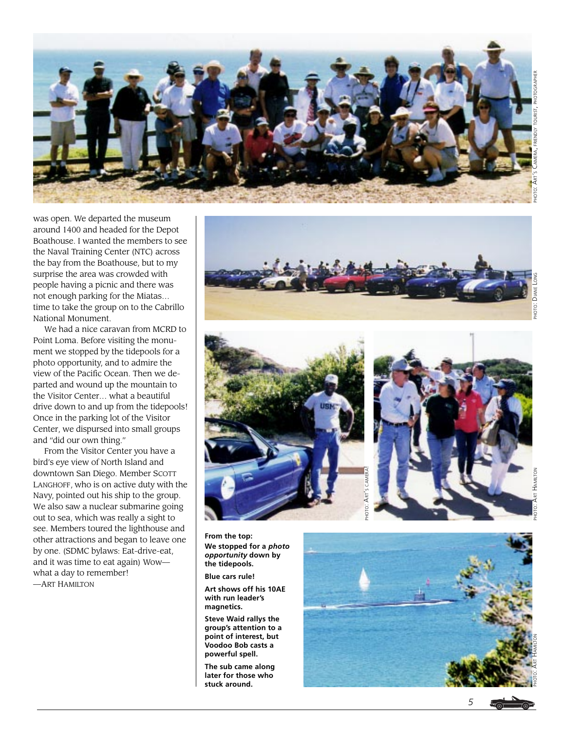was open. We departed the museum around 1400 and headed for the Depot Boathouse. I wanted the members to see the Naval Training Center (NTC) across the bay from the Boathouse, but to my surprise the area was crowded with people having a picnic and there was not enough parking for the Miatas… time to take the group on to the Cabrillo National Monument.

We had a nice caravan from MCRD to Point Loma. Before visiting the monument we stopped by the tidepools for a photo opportunity, and to admire the view of the Pacific Ocean. Then we departed and wound up the mountain to the Visitor Center… what a beautiful drive down to and up from the tidepools! Once in the parking lot of the Visitor Center, we dispursed into small groups and "did our own thing."

From the Visitor Center you have a bird's eye view of North Island and downtown San Diego. Member SCOTT LANGHOFF, who is on active duty with the Navy, pointed out his ship to the group. We also saw a nuclear submarine going out to sea, which was really a sight to see. Members toured the lighthouse and other attractions and began to leave one by one. (SDMC bylaws: Eat-drive-eat, and it was time to eat again) Wow—what a day to remember!
—ART HAMILTON

PHOTO: ART'S CAMERA, FRIENDLY TOURIST, PHOTOGRAPHER

PHOTO: DIANE LONG

PHOTO: ART'S CAMERA!

PHOTO: ART HAMILTON

PHOTO: ART HAMILTON

**From the top:**

**We stopped for a *photo opportunity* down by the tidepools.**

**Blue cars rule!**

**Art shows off his 10AE with run leader's magnetics.**

**Steve Waid rallys the group's attention to a point of interest, but Voodoo Bob casts a powerful spell.**

**The sub came along later for those who stuck around.**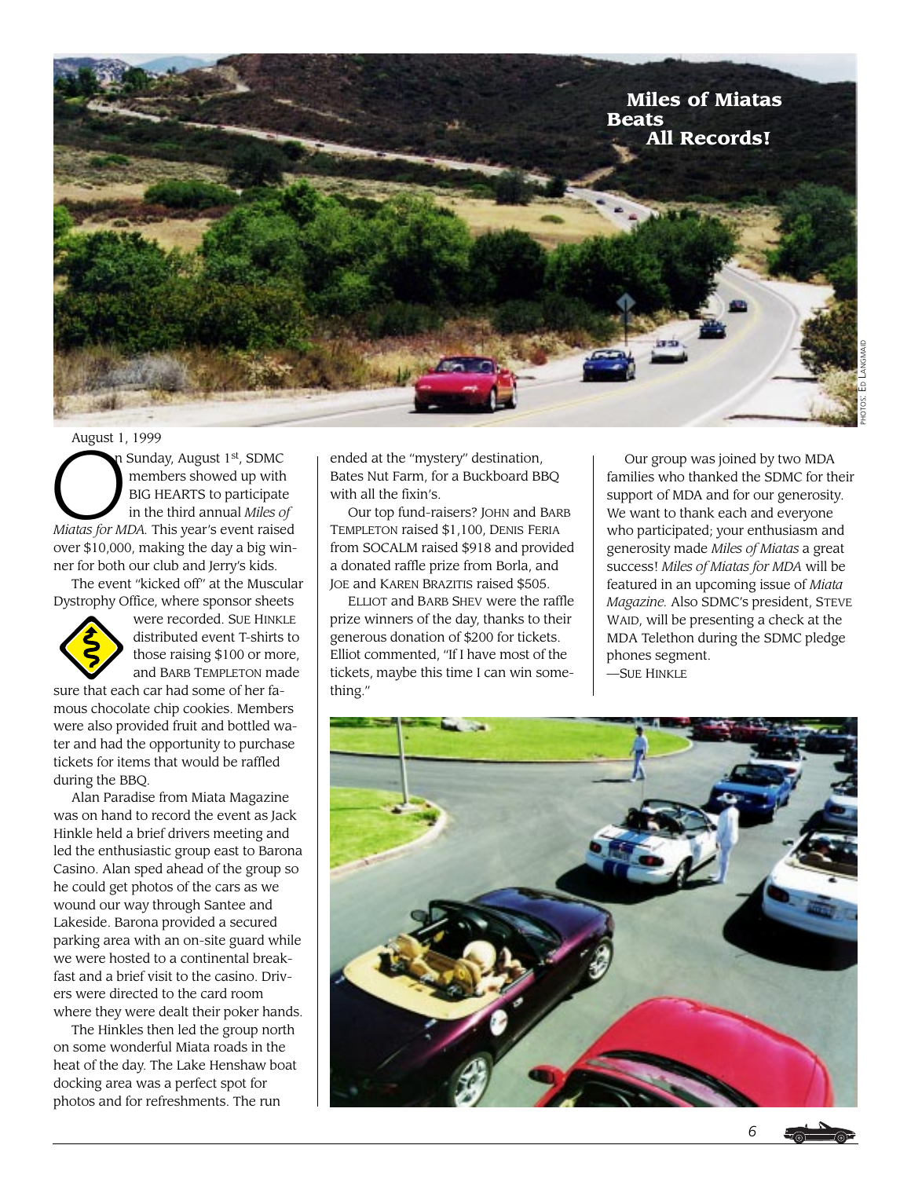# Miles of Miatas Beats All Records!

PHOTOS: ED LANGMAID

August 1, 1999

On Sunday, August 1st, SDMC members showed up with BIG HEARTS to participate in the third annual *Miles of Miatas for MDA.* This year's event raised over $10,000, making the day a big winner for both our club and Jerry's kids.

The event "kicked off" at the Muscular Dystrophy Office, where sponsor sheets were recorded. SUE HINKLE distributed event T-shirts to those raising $100 or more, and BARB TEMPLETON made sure that each car had some of her famous chocolate chip cookies. Members were also provided fruit and bottled water and had the opportunity to purchase tickets for items that would be raffled during the BBQ.

Alan Paradise from Miata Magazine was on hand to record the event as Jack Hinkle held a brief drivers meeting and led the enthusiastic group east to Barona Casino. Alan sped ahead of the group so he could get photos of the cars as we wound our way through Santee and Lakeside. Barona provided a secured parking area with an on-site guard while we were hosted to a continental breakfast and a brief visit to the casino. Drivers were directed to the card room where they were dealt their poker hands.

The Hinkles then led the group north on some wonderful Miata roads in the heat of the day. The Lake Henshaw boat docking area was a perfect spot for photos and for refreshments. The run ended at the "mystery" destination, Bates Nut Farm, for a Buckboard BBQ with all the fixin's.

Our top fund-raisers? JOHN and BARB TEMPLETON raised $1,100, DENIS FERIA from SOCALM raised $918 and provided a donated raffle prize from Borla, and JOE and KAREN BRAZITIS raised $505.

ELLIOT and BARB SHEV were the raffle prize winners of the day, thanks to their generous donation of $200 for tickets. Elliot commented, "If I have most of the tickets, maybe this time I can win something."

Our group was joined by two MDA families who thanked the SDMC for their support of MDA and for our generosity. We want to thank each and everyone who participated; your enthusiasm and generosity made *Miles of Miatas* a great success! *Miles of Miatas for MDA* will be featured in an upcoming issue of *Miata Magazine.* Also SDMC's president, STEVE WAID, will be presenting a check at the MDA Telethon during the SDMC pledge phones segment.

—SUE HINKLE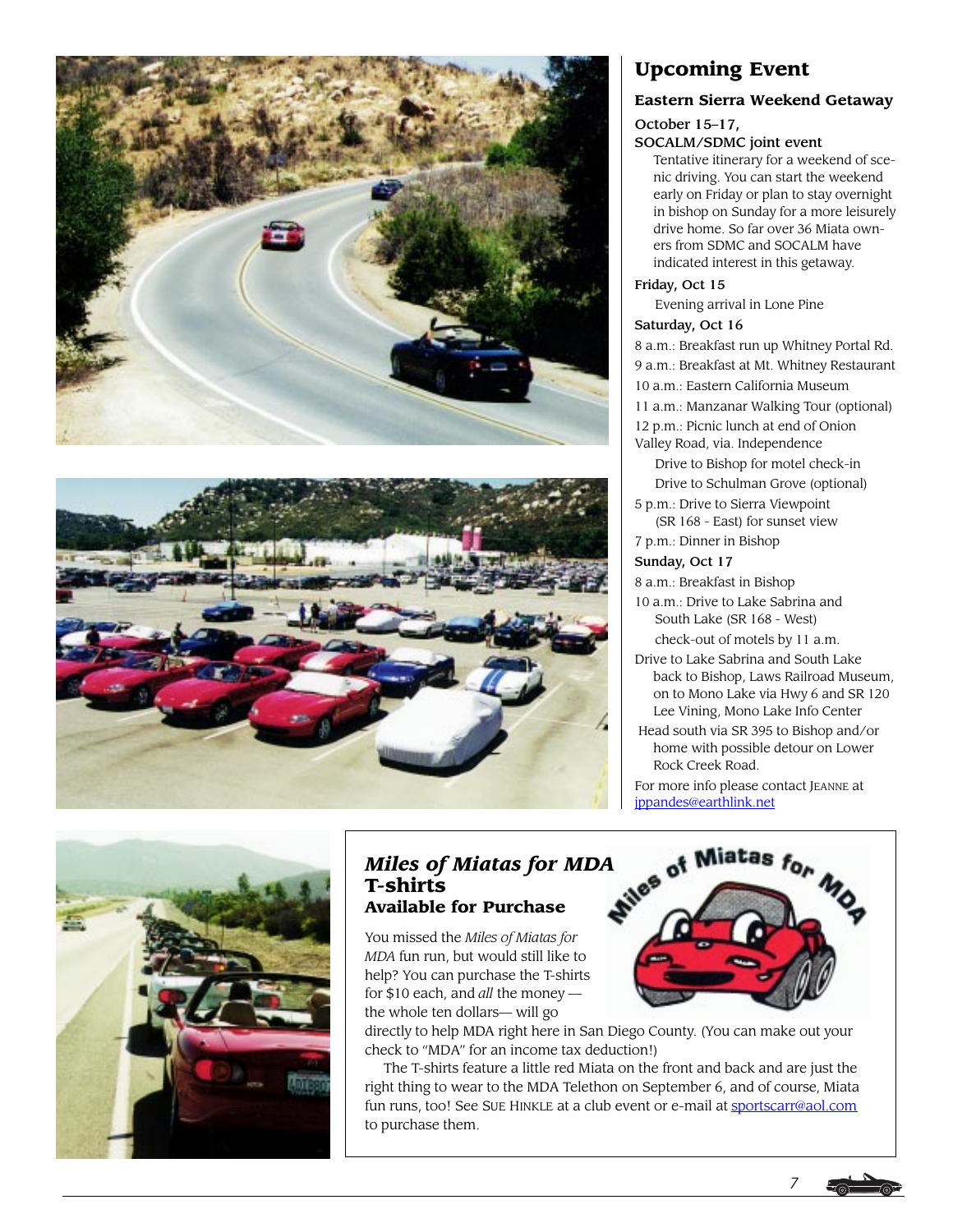## Upcoming Event

### Eastern Sierra Weekend Getaway

**October 15–17,**
**SOCALM/SDMC joint event**

Tentative itinerary for a weekend of scenic driving. You can start the weekend early on Friday or plan to stay overnight in bishop on Sunday for a more leisurely drive home. So far over 36 Miata owners from SDMC and SOCALM have indicated interest in this getaway.

**Friday, Oct 15**

Evening arrival in Lone Pine

**Saturday, Oct 16**

8 a.m.: Breakfast run up Whitney Portal Rd.
9 a.m.: Breakfast at Mt. Whitney Restaurant
10 a.m.: Eastern California Museum
11 a.m.: Manzanar Walking Tour (optional)
12 p.m.: Picnic lunch at end of Onion Valley Road, via. Independence
Drive to Bishop for motel check-in
Drive to Schulman Grove (optional)
5 p.m.: Drive to Sierra Viewpoint (SR 168 - East) for sunset view
7 p.m.: Dinner in Bishop

**Sunday, Oct 17**

8 a.m.: Breakfast in Bishop
10 a.m.: Drive to Lake Sabrina and South Lake (SR 168 - West)
check-out of motels by 11 a.m.
Drive to Lake Sabrina and South Lake back to Bishop, Laws Railroad Museum, on to Mono Lake via Hwy 6 and SR 120 Lee Vining, Mono Lake Info Center
Head south via SR 395 to Bishop and/or home with possible detour on Lower Rock Creek Road.

For more info please contact Jeanne at jppandes@earthlink.net

## *Miles of Miatas for MDA* T-shirts

### Available for Purchase

You missed the *Miles of Miatas for MDA* fun run, but would still like to help? You can purchase the T-shirts for $10 each, and *all* the money — the whole ten dollars— will go directly to help MDA right here in San Diego County. (You can make out your check to "MDA" for an income tax deduction!)

The T-shirts feature a little red Miata on the front and back and are just the right thing to wear to the MDA Telethon on September 6, and of course, Miata fun runs, too! See Sue Hinkle at a club event or e-mail at sportscarr@aol.com to purchase them.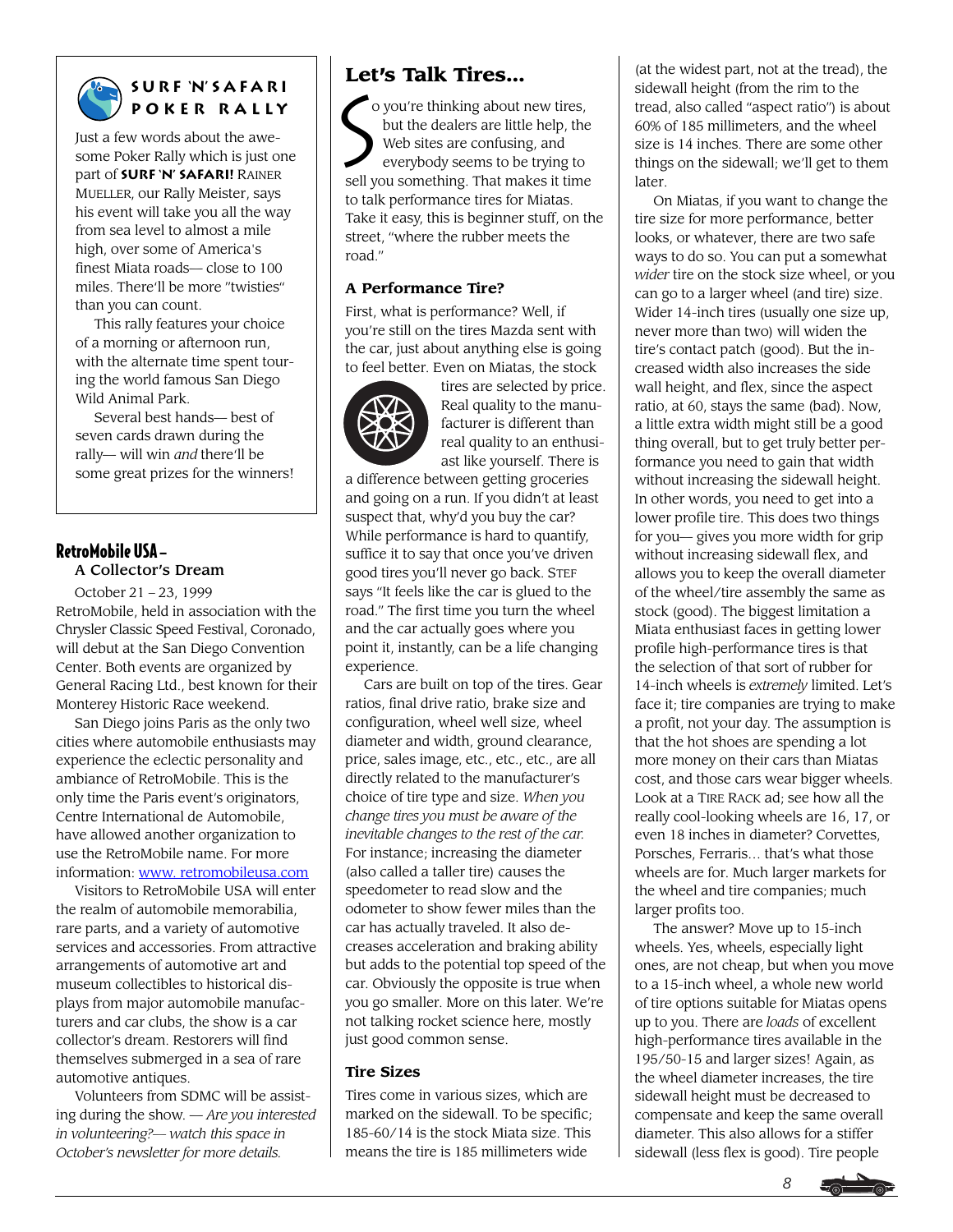## SURF 'N' SAFARI POKER RALLY

Just a few words about the awesome Poker Rally which is just one part of **SURF 'N' SAFARI!** RAINER MUELLER, our Rally Meister, says his event will take you all the way from sea level to almost a mile high, over some of America's finest Miata roads— close to 100 miles. There'll be more "twisties" than you can count.

This rally features your choice of a morning or afternoon run, with the alternate time spent touring the world famous San Diego Wild Animal Park.

Several best hands— best of seven cards drawn during the rally— will win *and* there'll be some great prizes for the winners!

## RetroMobile USA – A Collector's Dream

October 21 – 23, 1999

RetroMobile, held in association with the Chrysler Classic Speed Festival, Coronado, will debut at the San Diego Convention Center. Both events are organized by General Racing Ltd., best known for their Monterey Historic Race weekend.

San Diego joins Paris as the only two cities where automobile enthusiasts may experience the eclectic personality and ambiance of RetroMobile. This is the only time the Paris event's originators, Centre International de Automobile, have allowed another organization to use the RetroMobile name. For more information: www. retromobileusa.com

Visitors to RetroMobile USA will enter the realm of automobile memorabilia, rare parts, and a variety of automotive services and accessories. From attractive arrangements of automotive art and museum collectibles to historical displays from major automobile manufacturers and car clubs, the show is a car collector's dream. Restorers will find themselves submerged in a sea of rare automotive antiques.

Volunteers from SDMC will be assisting during the show. — *Are you interested in volunteering?— watch this space in October's newsletter for more details.*

## Let's Talk Tires...

So you're thinking about new tires, but the dealers are little help, the Web sites are confusing, and everybody seems to be trying to sell you something. That makes it time to talk performance tires for Miatas. Take it easy, this is beginner stuff, on the street, "where the rubber meets the road."

### A Performance Tire?

First, what is performance? Well, if you're still on the tires Mazda sent with the car, just about anything else is going to feel better. Even on Miatas, the stock tires are selected by price. Real quality to the manufacturer is different than real quality to an enthusiast like yourself. There is a difference between getting groceries and going on a run. If you didn't at least suspect that, why'd you buy the car? While performance is hard to quantify, suffice it to say that once you've driven good tires you'll never go back. STEF says "It feels like the car is glued to the road." The first time you turn the wheel and the car actually goes where you point it, instantly, can be a life changing experience.

Cars are built on top of the tires. Gear ratios, final drive ratio, brake size and configuration, wheel well size, wheel diameter and width, ground clearance, price, sales image, etc., etc., etc., are all directly related to the manufacturer's choice of tire type and size. *When you change tires you must be aware of the inevitable changes to the rest of the car.* For instance; increasing the diameter (also called a taller tire) causes the speedometer to read slow and the odometer to show fewer miles than the car has actually traveled. It also decreases acceleration and braking ability but adds to the potential top speed of the car. Obviously the opposite is true when you go smaller. More on this later. We're not talking rocket science here, mostly just good common sense.

### Tire Sizes

Tires come in various sizes, which are marked on the sidewall. To be specific; 185-60/14 is the stock Miata size. This means the tire is 185 millimeters wide (at the widest part, not at the tread), the sidewall height (from the rim to the tread, also called "aspect ratio") is about 60% of 185 millimeters, and the wheel size is 14 inches. There are some other things on the sidewall; we'll get to them later.

On Miatas, if you want to change the tire size for more performance, better looks, or whatever, there are two safe ways to do so. You can put a somewhat *wider* tire on the stock size wheel, or you can go to a larger wheel (and tire) size. Wider 14-inch tires (usually one size up, never more than two) will widen the tire's contact patch (good). But the increased width also increases the side wall height, and flex, since the aspect ratio, at 60, stays the same (bad). Now, a little extra width might still be a good thing overall, but to get truly better performance you need to gain that width without increasing the sidewall height. In other words, you need to get into a lower profile tire. This does two things for you— gives you more width for grip without increasing sidewall flex, and allows you to keep the overall diameter of the wheel/tire assembly the same as stock (good). The biggest limitation a Miata enthusiast faces in getting lower profile high-performance tires is that the selection of that sort of rubber for 14-inch wheels is *extremely* limited. Let's face it; tire companies are trying to make a profit, not your day. The assumption is that the hot shoes are spending a lot more money on their cars than Miatas cost, and those cars wear bigger wheels. Look at a TIRE RACK ad; see how all the really cool-looking wheels are 16, 17, or even 18 inches in diameter? Corvettes, Porsches, Ferraris… that's what those wheels are for. Much larger markets for the wheel and tire companies; much larger profits too.

The answer? Move up to 15-inch wheels. Yes, wheels, especially light ones, are not cheap, but when you move to a 15-inch wheel, a whole new world of tire options suitable for Miatas opens up to you. There are *loads* of excellent high-performance tires available in the 195/50-15 and larger sizes! Again, as the wheel diameter increases, the tire sidewall height must be decreased to compensate and keep the same overall diameter. This also allows for a stiffer sidewall (less flex is good). Tire people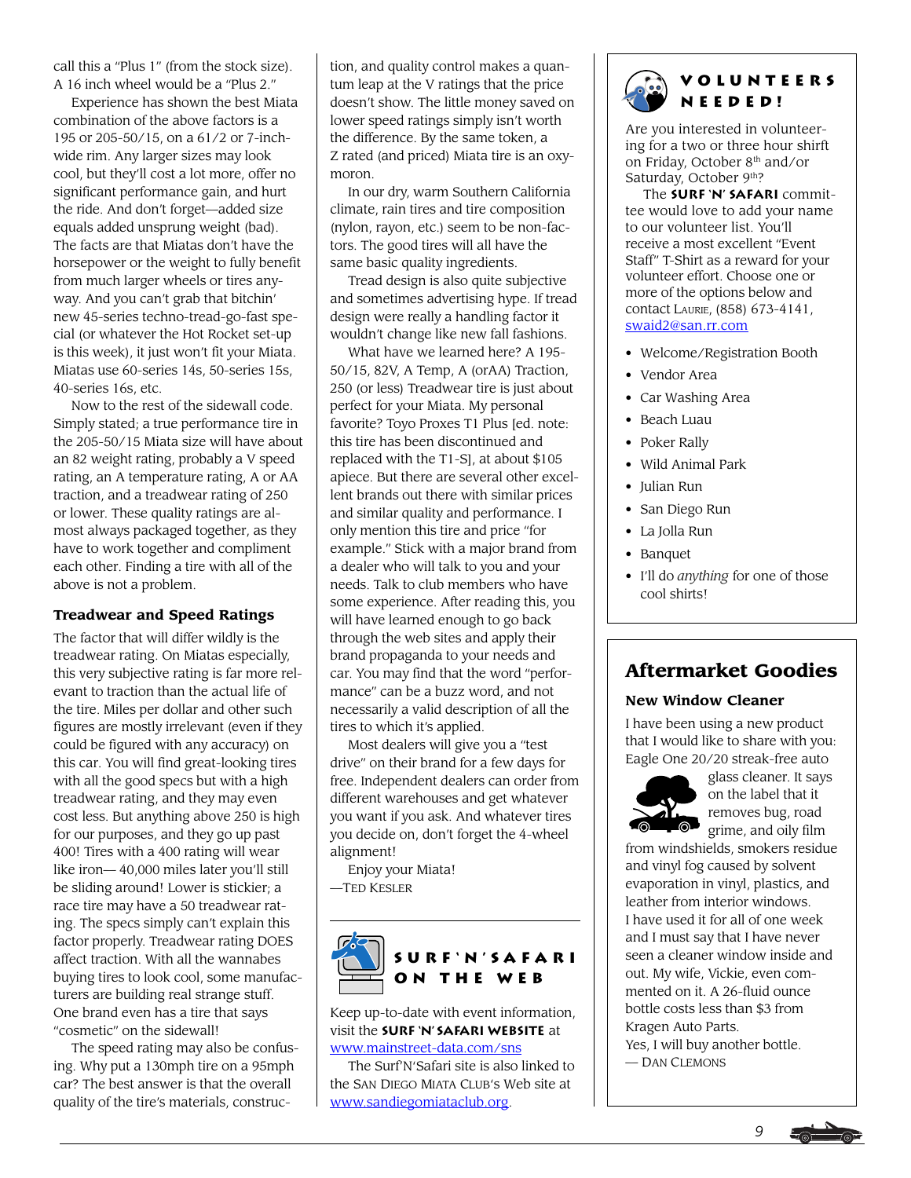call this a "Plus 1" (from the stock size). A 16 inch wheel would be a "Plus 2."

Experience has shown the best Miata combination of the above factors is a 195 or 205-50/15, on a 61/2 or 7-inch-wide rim. Any larger sizes may look cool, but they'll cost a lot more, offer no significant performance gain, and hurt the ride. And don't forget—added size equals added unsprung weight (bad). The facts are that Miatas don't have the horsepower or the weight to fully benefit from much larger wheels or tires anyway. And you can't grab that bitchin' new 45-series techno-tread-go-fast special (or whatever the Hot Rocket set-up is this week), it just won't fit your Miata. Miatas use 60-series 14s, 50-series 15s, 40-series 16s, etc.

Now to the rest of the sidewall code. Simply stated; a true performance tire in the 205-50/15 Miata size will have about an 82 weight rating, probably a V speed rating, an A temperature rating, A or AA traction, and a treadwear rating of 250 or lower. These quality ratings are almost always packaged together, as they have to work together and compliment each other. Finding a tire with all of the above is not a problem.

### Treadwear and Speed Ratings

The factor that will differ wildly is the treadwear rating. On Miatas especially, this very subjective rating is far more relevant to traction than the actual life of the tire. Miles per dollar and other such figures are mostly irrelevant (even if they could be figured with any accuracy) on this car. You will find great-looking tires with all the good specs but with a high treadwear rating, and they may even cost less. But anything above 250 is high for our purposes, and they go up past 400! Tires with a 400 rating will wear like iron— 40,000 miles later you'll still be sliding around! Lower is stickier; a race tire may have a 50 treadwear rating. The specs simply can't explain this factor properly. Treadwear rating DOES affect traction. With all the wannabes buying tires to look cool, some manufacturers are building real strange stuff. One brand even has a tire that says "cosmetic" on the sidewall!

The speed rating may also be confusing. Why put a 130mph tire on a 95mph car? The best answer is that the overall quality of the tire's materials, construction, and quality control makes a quantum leap at the V ratings that the price doesn't show. The little money saved on lower speed ratings simply isn't worth the difference. By the same token, a Z rated (and priced) Miata tire is an oxymoron.

In our dry, warm Southern California climate, rain tires and tire composition (nylon, rayon, etc.) seem to be non-factors. The good tires will all have the same basic quality ingredients.

Tread design is also quite subjective and sometimes advertising hype. If tread design were really a handling factor it wouldn't change like new fall fashions.

What have we learned here? A 195-50/15, 82V, A Temp, A (orAA) Traction, 250 (or less) Treadwear tire is just about perfect for your Miata. My personal favorite? Toyo Proxes T1 Plus [ed. note: this tire has been discontinued and replaced with the T1-S], at about $105 apiece. But there are several other excellent brands out there with similar prices and similar quality and performance. I only mention this tire and price "for example." Stick with a major brand from a dealer who will talk to you and your needs. Talk to club members who have some experience. After reading this, you will have learned enough to go back through the web sites and apply their brand propaganda to your needs and car. You may find that the word "performance" can be a buzz word, and not necessarily a valid description of all the tires to which it's applied.

Most dealers will give you a "test drive" on their brand for a few days for free. Independent dealers can order from different warehouses and get whatever you want if you ask. And whatever tires you decide on, don't forget the 4-wheel alignment!

Enjoy your Miata!

—Ted Kesler

## Surf'N'Safari on the Web

Keep up-to-date with event information, visit the **SURF 'N' SAFARI WEBSITE** at www.mainstreet-data.com/sns

The Surf'N'Safari site is also linked to the San Diego Miata Club's Web site at www.sandiegomiataclub.org.

## Volunteers Needed!

Are you interested in volunteering for a two or three hour shirft on Friday, October 8th and/or Saturday, October 9th?

The **SURF 'N' SAFARI** committee would love to add your name to our volunteer list. You'll receive a most excellent "Event Staff" T-Shirt as a reward for your volunteer effort. Choose one or more of the options below and contact Laurie, (858) 673-4141, swaid2@san.rr.com

- Welcome/Registration Booth
- Vendor Area
- Car Washing Area
- Beach Luau
- Poker Rally
- Wild Animal Park
- Julian Run
- San Diego Run
- La Jolla Run
- Banquet
- I'll do *anything* for one of those cool shirts!

## Aftermarket Goodies

### New Window Cleaner

I have been using a new product that I would like to share with you: Eagle One 20/20 streak-free auto glass cleaner. It says on the label that it removes bug, road grime, and oily film from windshields, smokers residue and vinyl fog caused by solvent evaporation in vinyl, plastics, and leather from interior windows. I have used it for all of one week and I must say that I have never seen a cleaner window inside and out. My wife, Vickie, even commented on it. A 26-fluid ounce bottle costs less than $3 from Kragen Auto Parts.

Yes, I will buy another bottle.

— Dan Clemons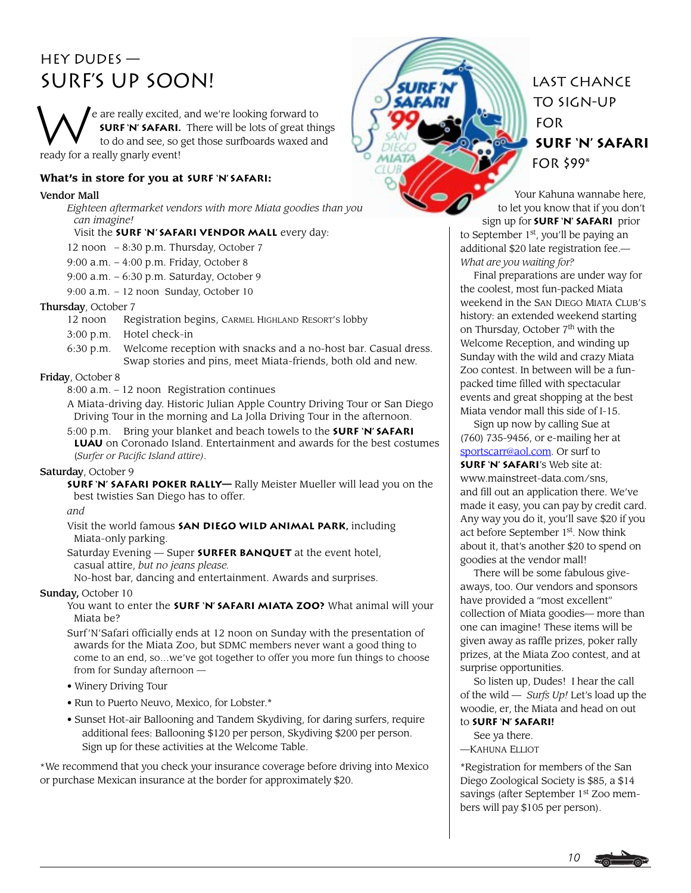# HEY DUDES — SURF'S UP SOON!

We are really excited, and we're looking forward to **SURF 'N' SAFARI.** There will be lots of great things to do and see, so get those surfboards waxed and ready for a really gnarly event!

### What's in store for you at SURF 'N' SAFARI:

**Vendor Mall**

*Eighteen aftermarket vendors with more Miata goodies than you can imagine!*

Visit the **SURF 'N' SAFARI VENDOR MALL** every day:

12 noon – 8:30 p.m. Thursday, October 7

9:00 a.m. – 4:00 p.m. Friday, October 8

9:00 a.m. – 6:30 p.m. Saturday, October 9

9:00 a.m. – 12 noon Sunday, October 10

**Thursday**, October 7

12 noon Registration begins, Carmel Highland Resort's lobby

3:00 p.m. Hotel check-in

6:30 p.m. Welcome reception with snacks and a no-host bar. Casual dress. Swap stories and pins, meet Miata-friends, both old and new.

**Friday**, October 8

8:00 a.m. – 12 noon Registration continues

A Miata-driving day. Historic Julian Apple Country Driving Tour or San Diego Driving Tour in the morning and La Jolla Driving Tour in the afternoon.

5:00 p.m. Bring your blanket and beach towels to the **SURF 'N' SAFARI LUAU** on Coronado Island. Entertainment and awards for the best costumes (*Surfer or Pacific Island attire*).

**Saturday**, October 9

**SURF 'N' SAFARI POKER RALLY—** Rally Meister Mueller will lead you on the best twisties San Diego has to offer.

*and*

Visit the world famous **SAN DIEGO WILD ANIMAL PARK,** including Miata-only parking.

Saturday Evening — Super **SURFER BANQUET** at the event hotel, casual attire, *but no jeans please.*

No-host bar, dancing and entertainment. Awards and surprises.

**Sunday,** October 10

You want to enter the **SURF 'N' SAFARI MIATA ZOO?** What animal will your Miata be?

Surf'N'Safari officially ends at 12 noon on Sunday with the presentation of awards for the Miata Zoo, but SDMC members never want a good thing to come to an end, so...we've got together to offer you more fun things to choose from for Sunday afternoon —

- Winery Driving Tour
- Run to Puerto Neuvo, Mexico, for Lobster.*
- Sunset Hot-air Ballooning and Tandem Skydiving, for daring surfers, require additional fees: Ballooning $120 per person, Skydiving $200 per person. Sign up for these activities at the Welcome Table.

*We recommend that you check your insurance coverage before driving into Mexico or purchase Mexican insurance at the border for approximately $20.

# LAST CHANCE TO SIGN-UP FOR SURF 'N' SAFARI FOR $99*

Your Kahuna wannabe here, to let you know that if you don't sign up for **SURF 'N' SAFARI** prior to September 1st, you'll be paying an additional $20 late registration fee.— *What are you waiting for?*

Final preparations are under way for the coolest, most fun-packed Miata weekend in the San Diego Miata Club's history: an extended weekend starting on Thursday, October 7th with the Welcome Reception, and winding up Sunday with the wild and crazy Miata Zoo contest. In between will be a fun-packed time filled with spectacular events and great shopping at the best Miata vendor mall this side of I-15.

Sign up now by calling Sue at (760) 735-9456, or e-mailing her at sportscarr@aol.com. Or surf to **SURF 'N' SAFARI**'s Web site at: www.mainstreet-data.com/sns, and fill out an application there. We've made it easy, you can pay by credit card. Any way you do it, you'll save $20 if you act before September 1st. Now think about it, that's another $20 to spend on goodies at the vendor mall!

There will be some fabulous give-aways, too. Our vendors and sponsors have provided a "most excellent" collection of Miata goodies— more than one can imagine! These items will be given away as raffle prizes, poker rally prizes, at the Miata Zoo contest, and at surprise opportunities.

So listen up, Dudes! I hear the call of the wild — *Surfs Up!* Let's load up the woodie, er, the Miata and head on out to **SURF 'N' SAFARI!**

See ya there.

—Kahuna Elliot

*Registration for members of the San Diego Zoological Society is $85, a $14 savings (after September 1st Zoo members will pay $105 per person).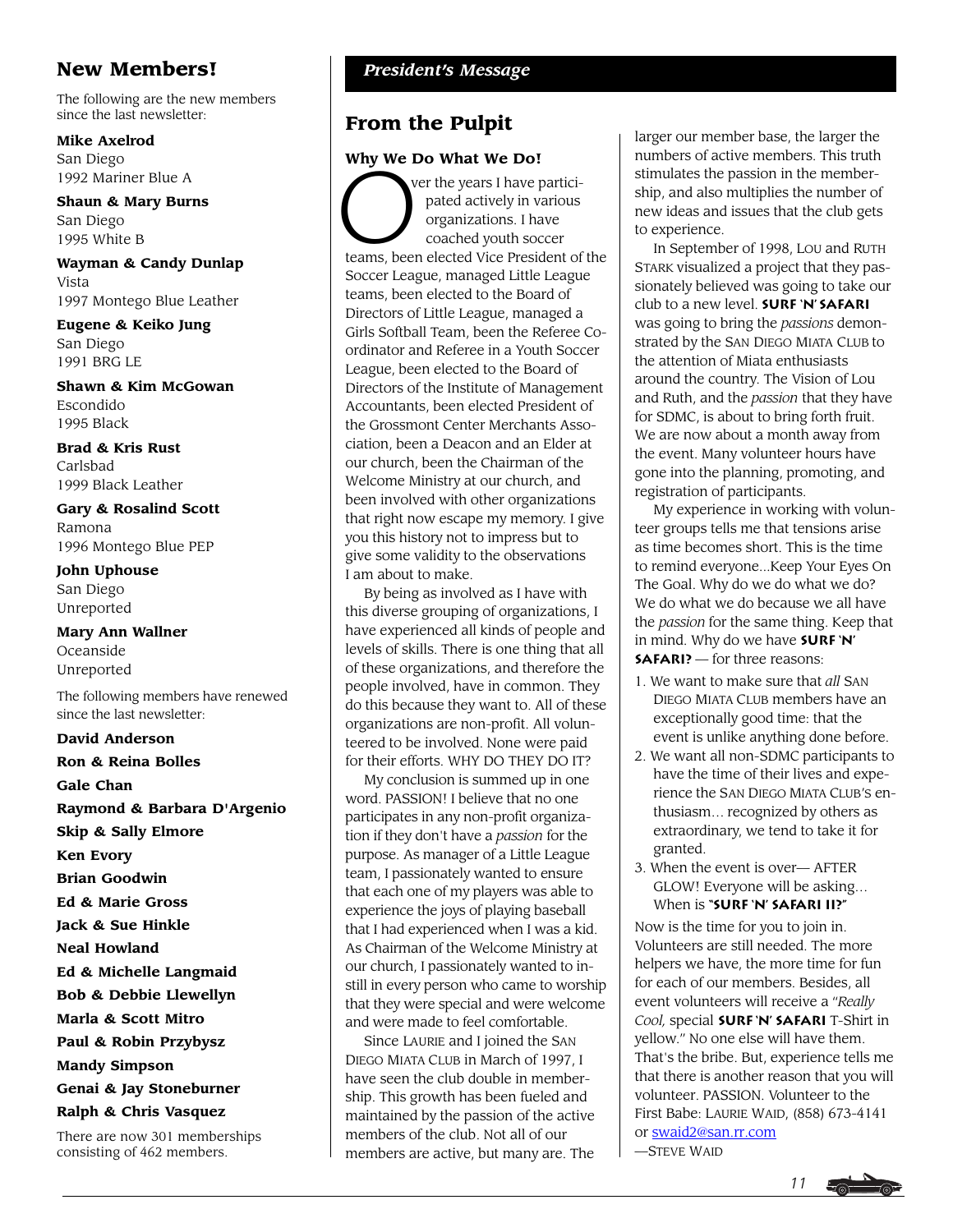## New Members!

The following are the new members since the last newsletter:

**Mike Axelrod**
San Diego
1992 Mariner Blue A

**Shaun & Mary Burns**
San Diego
1995 White B

**Wayman & Candy Dunlap**
Vista
1997 Montego Blue Leather

**Eugene & Keiko Jung**
San Diego
1991 BRG LE

**Shawn & Kim McGowan**
Escondido
1995 Black

**Brad & Kris Rust**
Carlsbad
1999 Black Leather

**Gary & Rosalind Scott**
Ramona
1996 Montego Blue PEP

**John Uphouse**
San Diego
Unreported

**Mary Ann Wallner**
Oceanside
Unreported

The following members have renewed since the last newsletter:

**David Anderson**
**Ron & Reina Bolles**
**Gale Chan**
**Raymond & Barbara D'Argenio**
**Skip & Sally Elmore**
**Ken Evory**
**Brian Goodwin**
**Ed & Marie Gross**
**Jack & Sue Hinkle**
**Neal Howland**
**Ed & Michelle Langmaid**
**Bob & Debbie Llewellyn**
**Marla & Scott Mitro**
**Paul & Robin Przybysz**
**Mandy Simpson**
**Genai & Jay Stoneburner**
**Ralph & Chris Vasquez**

There are now 301 memberships consisting of 462 members.

## *President's Message*

## From the Pulpit

### Why We Do What We Do!

Over the years I have participated actively in various organizations. I have coached youth soccer teams, been elected Vice President of the Soccer League, managed Little League teams, been elected to the Board of Directors of Little League, managed a Girls Softball Team, been the Referee Coordinator and Referee in a Youth Soccer League, been elected to the Board of Directors of the Institute of Management Accountants, been elected President of the Grossmont Center Merchants Association, been a Deacon and an Elder at our church, been the Chairman of the Welcome Ministry at our church, and been involved with other organizations that right now escape my memory. I give you this history not to impress but to give some validity to the observations I am about to make.

By being as involved as I have with this diverse grouping of organizations, I have experienced all kinds of people and levels of skills. There is one thing that all of these organizations, and therefore the people involved, have in common. They do this because they want to. All of these organizations are non-profit. All volunteered to be involved. None were paid for their efforts. WHY DO THEY DO IT?

My conclusion is summed up in one word. PASSION! I believe that no one participates in any non-profit organization if they don't have a *passion* for the purpose. As manager of a Little League team, I passionately wanted to ensure that each one of my players was able to experience the joys of playing baseball that I had experienced when I was a kid. As Chairman of the Welcome Ministry at our church, I passionately wanted to instill in every person who came to worship that they were special and were welcome and were made to feel comfortable.

Since LAURIE and I joined the SAN DIEGO MIATA CLUB in March of 1997, I have seen the club double in membership. This growth has been fueled and maintained by the passion of the active members of the club. Not all of our members are active, but many are. The larger our member base, the larger the numbers of active members. This truth stimulates the passion in the membership, and also multiplies the number of new ideas and issues that the club gets to experience.

In September of 1998, LOU and RUTH STARK visualized a project that they passionately believed was going to take our club to a new level. **SURF 'N' SAFARI** was going to bring the *passions* demonstrated by the SAN DIEGO MIATA CLUB to the attention of Miata enthusiasts around the country. The Vision of Lou and Ruth, and the *passion* that they have for SDMC, is about to bring forth fruit. We are now about a month away from the event. Many volunteer hours have gone into the planning, promoting, and registration of participants.

My experience in working with volunteer groups tells me that tensions arise as time becomes short. This is the time to remind everyone...Keep Your Eyes On The Goal. Why do we do what we do? We do what we do because we all have the *passion* for the same thing. Keep that in mind. Why do we have **SURF 'N' SAFARI?** — for three reasons:

1. We want to make sure that *all* SAN DIEGO MIATA CLUB members have an exceptionally good time: that the event is unlike anything done before.
2. We want all non-SDMC participants to have the time of their lives and experience the SAN DIEGO MIATA CLUB'S enthusiasm… recognized by others as extraordinary, we tend to take it for granted.
3. When the event is over— AFTER GLOW! Everyone will be asking… When is **"SURF 'N' SAFARI II?"**

Now is the time for you to join in. Volunteers are still needed. The more helpers we have, the more time for fun for each of our members. Besides, all event volunteers will receive a "*Really Cool,* special **SURF 'N' SAFARI** T-Shirt in yellow." No one else will have them. That's the bribe. But, experience tells me that there is another reason that you will volunteer. PASSION. Volunteer to the First Babe: LAURIE WAID, (858) 673-4141 or swaid2@san.rr.com

—STEVE WAID